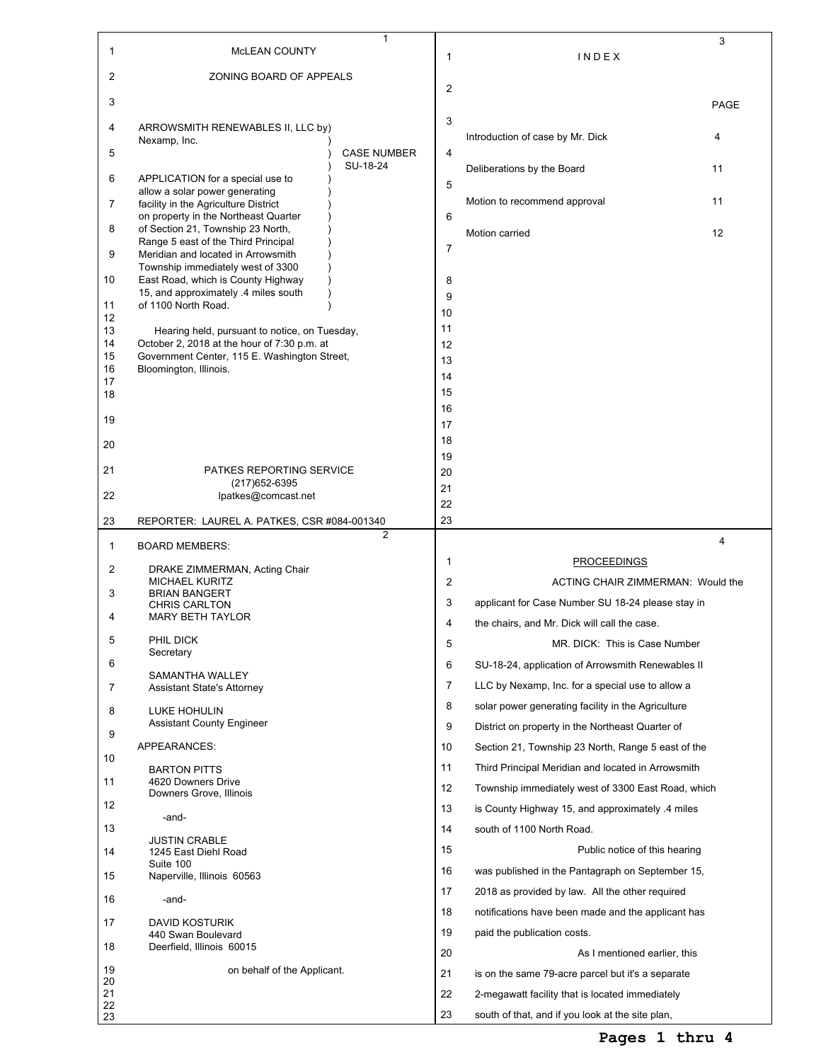McLEAN COUNTY

ZONING BOARD OF APPEALS

ARROWSMITH RENEWABLES II, LLC by Nexamp, Inc.

CASE NUMBER SU-18-24

APPLICATION for a special use to allow a solar power generating facility in the Agriculture District on property in the Northeast Quarter of Section 21, Township 23 North, Range 5 east of the Third Principal Meridian and located in Arrowsmith Township immediately west of 3300 East Road, which is County Highway 15, and approximately .4 miles south of 1100 North Road.

Hearing held, pursuant to notice, on Tuesday, October 2, 2018 at the hour of 7:30 p.m. at Government Center, 115 E. Washington Street, Bloomington, Illinois.

PATKES REPORTING SERVICE
(217)652-6395
lpatkes@comcast.net

REPORTER: LAUREL A. PATKES, CSR #084-001340

BOARD MEMBERS:

DRAKE ZIMMERMAN, Acting Chair
MICHAEL KURITZ
BRIAN BANGERT
CHRIS CARLTON
MARY BETH TAYLOR

PHIL DICK
Secretary

SAMANTHA WALLEY
Assistant State's Attorney

LUKE HOHULIN
Assistant County Engineer

APPEARANCES:

BARTON PITTS
4620 Downers Drive
Downers Grove, Illinois

-and-

JUSTIN CRABLE
1245 East Diehl Road
Suite 100
Naperville, Illinois 60563

-and-

DAVID KOSTURIK
440 Swan Boulevard
Deerfield, Illinois 60015

on behalf of the Applicant.

I N D E X

| | PAGE |
|---|---|
| Introduction of case by Mr. Dick | 4 |
| Deliberations by the Board | 11 |
| Motion to recommend approval | 11 |
| Motion carried | 12 |

PROCEEDINGS

ACTING CHAIR ZIMMERMAN: Would the applicant for Case Number SU 18-24 please stay in the chairs, and Mr. Dick will call the case.

MR. DICK: This is Case Number SU-18-24, application of Arrowsmith Renewables II LLC by Nexamp, Inc. for a special use to allow a solar power generating facility in the Agriculture District on property in the Northeast Quarter of Section 21, Township 23 North, Range 5 east of the Third Principal Meridian and located in Arrowsmith Township immediately west of 3300 East Road, which is County Highway 15, and approximately .4 miles south of 1100 North Road.

Public notice of this hearing was published in the Pantagraph on September 15, 2018 as provided by law. All the other required notifications have been made and the applicant has paid the publication costs.

As I mentioned earlier, this is on the same 79-acre parcel but it's a separate 2-megawatt facility that is located immediately south of that, and if you look at the site plan,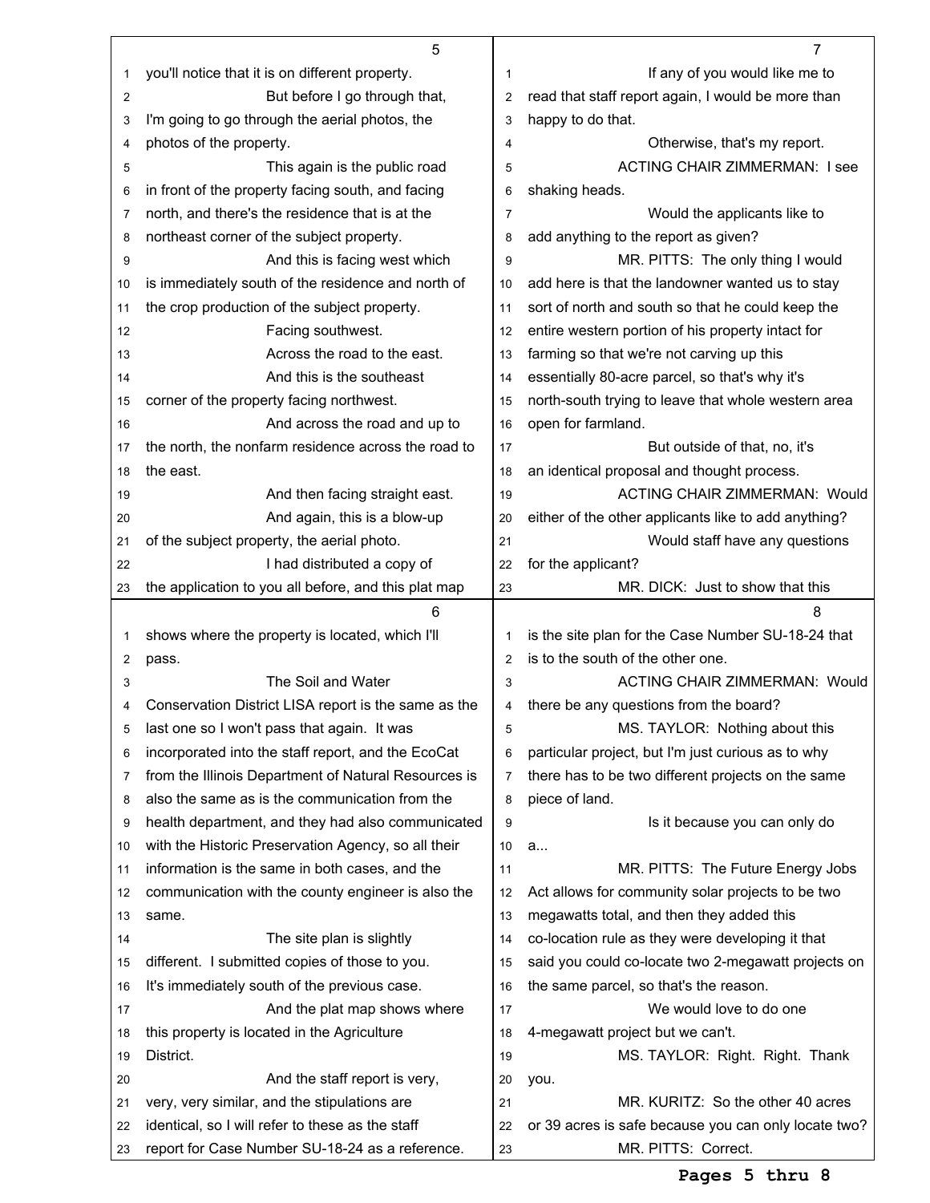you'll notice that it is on different property.

But before I go through that, I'm going to go through the aerial photos, the photos of the property.

This again is the public road in front of the property facing south, and facing north, and there's the residence that is at the northeast corner of the subject property.

And this is facing west which is immediately south of the residence and north of the crop production of the subject property.

Facing southwest.

Across the road to the east.

And this is the southeast corner of the property facing northwest.

And across the road and up to the north, the nonfarm residence across the road to the east.

And then facing straight east.

And again, this is a blow-up of the subject property, the aerial photo.

I had distributed a copy of the application to you all before, and this plat map shows where the property is located, which I'll pass.

The Soil and Water Conservation District LISA report is the same as the last one so I won't pass that again. It was incorporated into the staff report, and the EcoCat from the Illinois Department of Natural Resources is also the same as is the communication from the health department, and they had also communicated with the Historic Preservation Agency, so all their information is the same in both cases, and the communication with the county engineer is also the same.

The site plan is slightly different. I submitted copies of those to you. It's immediately south of the previous case.

And the plat map shows where this property is located in the Agriculture District.

And the staff report is very, very, very similar, and the stipulations are identical, so I will refer to these as the staff report for Case Number SU-18-24 as a reference.

If any of you would like me to read that staff report again, I would be more than happy to do that.

Otherwise, that's my report.

ACTING CHAIR ZIMMERMAN: I see shaking heads.

Would the applicants like to add anything to the report as given?

MR. PITTS: The only thing I would add here is that the landowner wanted us to stay sort of north and south so that he could keep the entire western portion of his property intact for farming so that we're not carving up this essentially 80-acre parcel, so that's why it's north-south trying to leave that whole western area open for farmland.

But outside of that, no, it's an identical proposal and thought process.

ACTING CHAIR ZIMMERMAN: Would either of the other applicants like to add anything?

Would staff have any questions for the applicant?

MR. DICK: Just to show that this is the site plan for the Case Number SU-18-24 that is to the south of the other one.

ACTING CHAIR ZIMMERMAN: Would there be any questions from the board?

MS. TAYLOR: Nothing about this particular project, but I'm just curious as to why there has to be two different projects on the same piece of land.

Is it because you can only do a...

MR. PITTS: The Future Energy Jobs Act allows for community solar projects to be two megawatts total, and then they added this co-location rule as they were developing it that said you could co-locate two 2-megawatt projects on the same parcel, so that's the reason.

We would love to do one 4-megawatt project but we can't.

MS. TAYLOR: Right. Right. Thank you.

MR. KURITZ: So the other 40 acres or 39 acres is safe because you can only locate two?

MR. PITTS: Correct.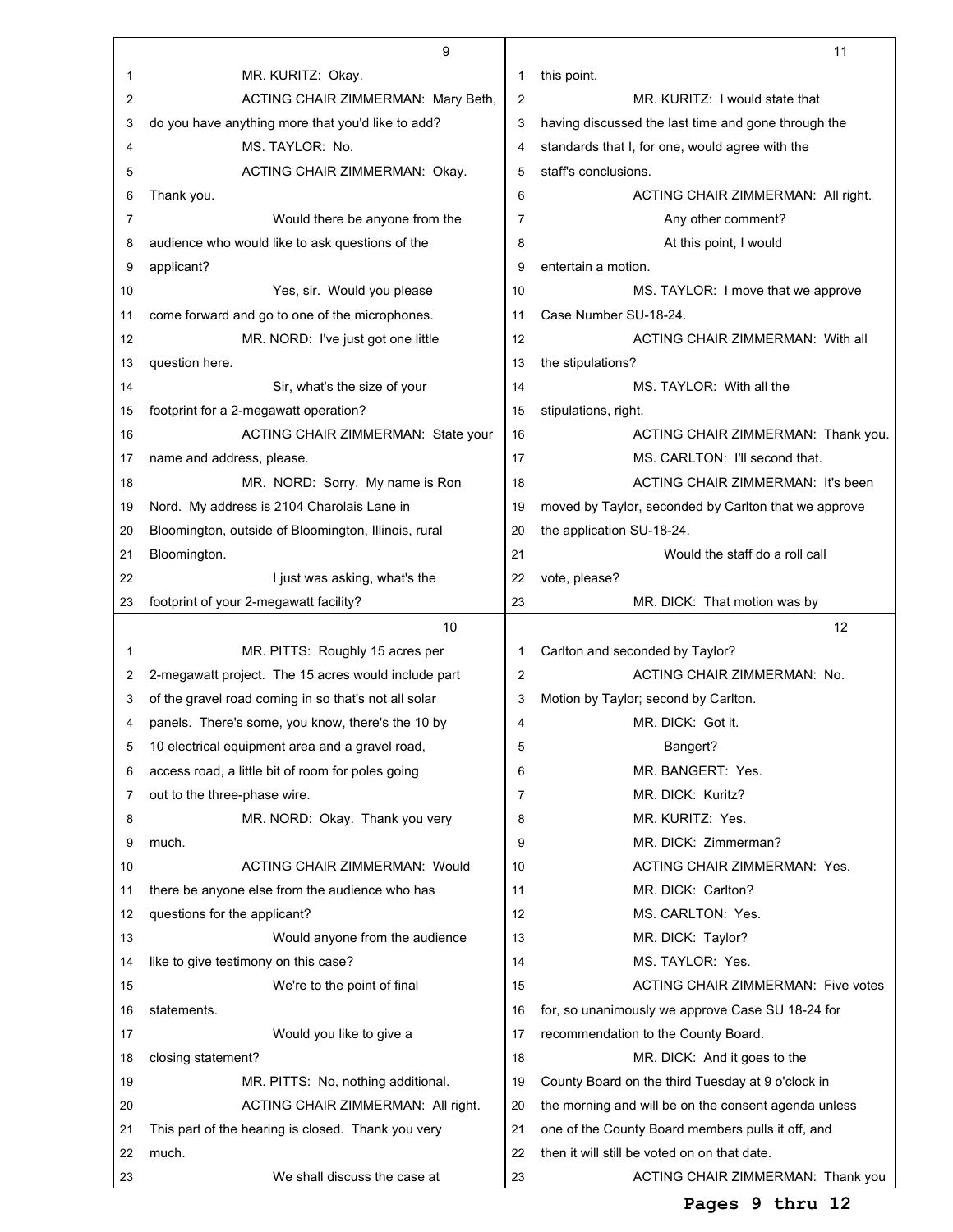MR. KURITZ: Okay.

ACTING CHAIR ZIMMERMAN: Mary Beth, do you have anything more that you'd like to add?

MS. TAYLOR: No.

ACTING CHAIR ZIMMERMAN: Okay. Thank you.

Would there be anyone from the audience who would like to ask questions of the applicant?

Yes, sir. Would you please come forward and go to one of the microphones.

MR. NORD: I've just got one little question here.

Sir, what's the size of your footprint for a 2-megawatt operation?

ACTING CHAIR ZIMMERMAN: State your name and address, please.

MR. NORD: Sorry. My name is Ron Nord. My address is 2104 Charolais Lane in Bloomington, outside of Bloomington, Illinois, rural Bloomington.

I just was asking, what's the footprint of your 2-megawatt facility?

MR. PITTS: Roughly 15 acres per 2-megawatt project. The 15 acres would include part of the gravel road coming in so that's not all solar panels. There's some, you know, there's the 10 by 10 electrical equipment area and a gravel road, access road, a little bit of room for poles going out to the three-phase wire.

MR. NORD: Okay. Thank you very much.

ACTING CHAIR ZIMMERMAN: Would there be anyone else from the audience who has questions for the applicant?

Would anyone from the audience like to give testimony on this case?

We're to the point of final statements.

Would you like to give a closing statement?

MR. PITTS: No, nothing additional.

ACTING CHAIR ZIMMERMAN: All right. This part of the hearing is closed. Thank you very much.

We shall discuss the case at this point.

MR. KURITZ: I would state that having discussed the last time and gone through the standards that I, for one, would agree with the staff's conclusions.

ACTING CHAIR ZIMMERMAN: All right.

Any other comment?

At this point, I would entertain a motion.

MS. TAYLOR: I move that we approve Case Number SU-18-24.

ACTING CHAIR ZIMMERMAN: With all the stipulations?

MS. TAYLOR: With all the stipulations, right.

ACTING CHAIR ZIMMERMAN: Thank you.

MS. CARLTON: I'll second that.

ACTING CHAIR ZIMMERMAN: It's been moved by Taylor, seconded by Carlton that we approve the application SU-18-24.

Would the staff do a roll call vote, please?

MR. DICK: That motion was by Carlton and seconded by Taylor?

ACTING CHAIR ZIMMERMAN: No. Motion by Taylor; second by Carlton.

MR. DICK: Got it.

Bangert?

MR. BANGERT: Yes.

MR. DICK: Kuritz?

MR. KURITZ: Yes.

MR. DICK: Zimmerman?

ACTING CHAIR ZIMMERMAN: Yes.

MR. DICK: Carlton?

MS. CARLTON: Yes.

MR. DICK: Taylor?

MS. TAYLOR: Yes.

ACTING CHAIR ZIMMERMAN: Five votes for, so unanimously we approve Case SU 18-24 for recommendation to the County Board.

MR. DICK: And it goes to the County Board on the third Tuesday at 9 o'clock in the morning and will be on the consent agenda unless one of the County Board members pulls it off, and then it will still be voted on on that date.

ACTING CHAIR ZIMMERMAN: Thank you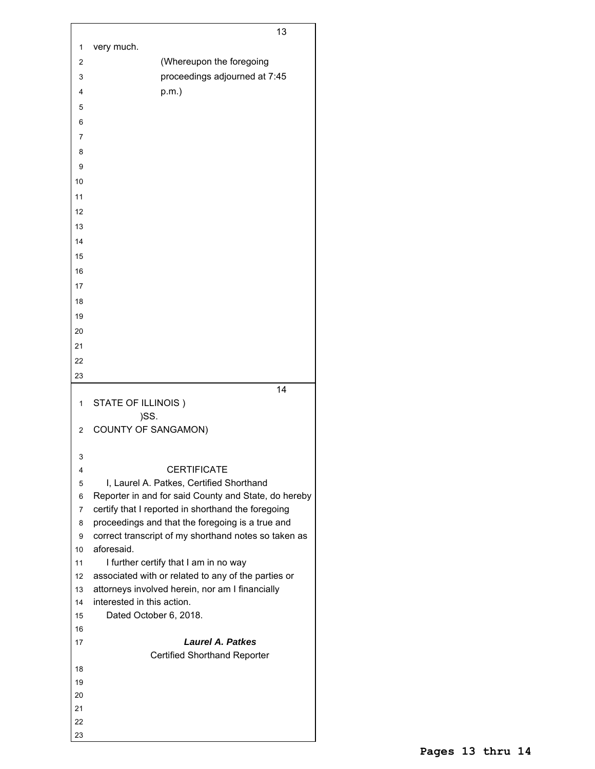very much.

(Whereupon the foregoing proceedings adjourned at 7:45 p.m.)

STATE OF ILLINOIS )
)SS.
COUNTY OF SANGAMON)

CERTIFICATE

I, Laurel A. Patkes, Certified Shorthand Reporter in and for said County and State, do hereby certify that I reported in shorthand the foregoing proceedings and that the foregoing is a true and correct transcript of my shorthand notes so taken as aforesaid.

I further certify that I am in no way associated with or related to any of the parties or attorneys involved herein, nor am I financially interested in this action.

Dated October 6, 2018.

***Laurel A. Patkes***
Certified Shorthand Reporter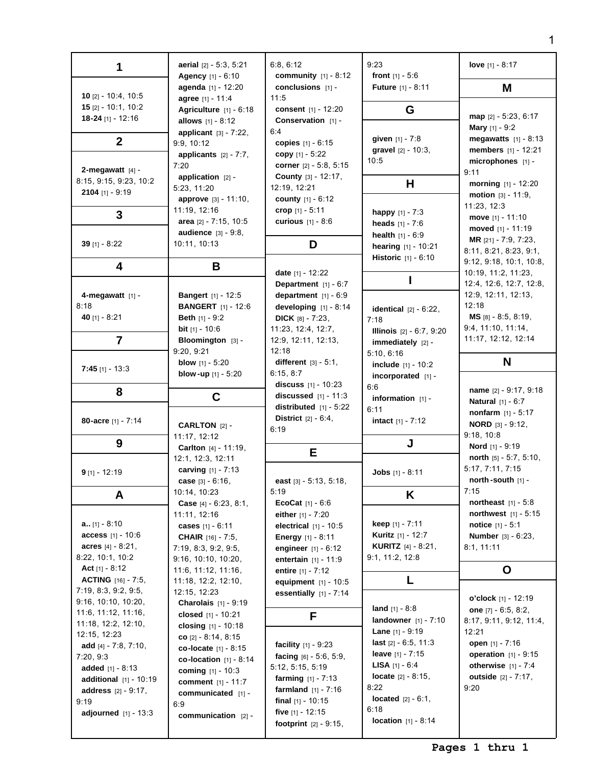## 1

**10** [2] - 10:4, 10:5
**15** [2] - 10:1, 10:2
**18-24** [1] - 12:16

## 2

**2-megawatt** [4] - 8:15, 9:15, 9:23, 10:2
**2104** [1] - 9:19

## 3

**39** [1] - 8:22

## 4

**4-megawatt** [1] - 8:18
**40** [1] - 8:21

## 7

**7:45** [1] - 13:3

## 8

**80-acre** [1] - 7:14

## 9

**9** [1] - 12:19

## A

**a..** [1] - 8:10
**access** [1] - 10:6
**acres** [4] - 8:21, 8:22, 10:1, 10:2
**Act** [1] - 8:12
**ACTING** [16] - 7:5, 7:19, 8:3, 9:2, 9:5, 9:16, 10:10, 10:20, 11:6, 11:12, 11:16, 11:18, 12:2, 12:10, 12:15, 12:23
**add** [4] - 7:8, 7:10, 7:20, 9:3
**added** [1] - 8:13
**additional** [1] - 10:19
**address** [2] - 9:17, 9:19
**adjourned** [1] - 13:3
**aerial** [2] - 5:3, 5:21
**Agency** [1] - 6:10
**agenda** [1] - 12:20
**agree** [1] - 11:4
**Agriculture** [1] - 6:18
**allows** [1] - 8:12
**applicant** [3] - 7:22, 9:9, 10:12
**applicants** [2] - 7:7, 7:20
**application** [2] - 5:23, 11:20
**approve** [3] - 11:10, 11:19, 12:16
**area** [2] - 7:15, 10:5
**audience** [3] - 9:8, 10:11, 10:13

## B

**Bangert** [1] - 12:5
**BANGERT** [1] - 12:6
**Beth** [1] - 9:2
**bit** [1] - 10:6
**Bloomington** [3] - 9:20, 9:21
**blow** [1] - 5:20
**blow-up** [1] - 5:20

## C

**CARLTON** [2] - 11:17, 12:12
**Carlton** [4] - 11:19, 12:1, 12:3, 12:11
**carving** [1] - 7:13
**case** [3] - 6:16, 10:14, 10:23
**Case** [4] - 6:23, 8:1, 11:11, 12:16
**cases** [1] - 6:11
**CHAIR** [16] - 7:5, 7:19, 8:3, 9:2, 9:5, 9:16, 10:10, 10:20, 11:6, 11:12, 11:16, 11:18, 12:2, 12:10, 12:15, 12:23
**Charolais** [1] - 9:19
**closed** [1] - 10:21
**closing** [1] - 10:18
**co** [2] - 8:14, 8:15
**co-locate** [1] - 8:15
**co-location** [1] - 8:14
**coming** [1] - 10:3
**comment** [1] - 11:7
**communicated** [1] - 6:9
**communication** [2] - 6:8, 6:12
**community** [1] - 8:12
**conclusions** [1] - 11:5
**consent** [1] - 12:20
**Conservation** [1] - 6:4
**copies** [1] - 6:15
**copy** [1] - 5:22
**corner** [2] - 5:8, 5:15
**County** [3] - 12:17, 12:19, 12:21
**county** [1] - 6:12
**crop** [1] - 5:11
**curious** [1] - 8:6

## D

**date** [1] - 12:22
**Department** [1] - 6:7
**department** [1] - 6:9
**developing** [1] - 8:14
**DICK** [8] - 7:23, 11:23, 12:4, 12:7, 12:9, 12:11, 12:13, 12:18
**different** [3] - 5:1, 6:15, 8:7
**discuss** [1] - 10:23
**discussed** [1] - 11:3
**distributed** [1] - 5:22
**District** [2] - 6:4, 6:19

## E

**east** [3] - 5:13, 5:18, 5:19
**EcoCat** [1] - 6:6
**either** [1] - 7:20
**electrical** [1] - 10:5
**Energy** [1] - 8:11
**engineer** [1] - 6:12
**entertain** [1] - 11:9
**entire** [1] - 7:12
**equipment** [1] - 10:5
**essentially** [1] - 7:14

## F

**facility** [1] - 9:23
**facing** [6] - 5:6, 5:9, 5:12, 5:15, 5:19
**farming** [1] - 7:13
**farmland** [1] - 7:16
**final** [1] - 10:15
**five** [1] - 12:15
**footprint** [2] - 9:15, 9:23
**front** [1] - 5:6
**Future** [1] - 8:11

## G

**given** [1] - 7:8
**gravel** [2] - 10:3, 10:5

## H

**happy** [1] - 7:3
**heads** [1] - 7:6
**health** [1] - 6:9
**hearing** [1] - 10:21
**Historic** [1] - 6:10

## I

**identical** [2] - 6:22, 7:18
**Illinois** [2] - 6:7, 9:20
**immediately** [2] - 5:10, 6:16
**include** [1] - 10:2
**incorporated** [1] - 6:6
**information** [1] - 6:11
**intact** [1] - 7:12

## J

**Jobs** [1] - 8:11

## K

**keep** [1] - 7:11
**Kuritz** [1] - 12:7
**KURITZ** [4] - 8:21, 9:1, 11:2, 12:8

## L

**land** [1] - 8:8
**landowner** [1] - 7:10
**Lane** [1] - 9:19
**last** [2] - 6:5, 11:3
**leave** [1] - 7:15
**LISA** [1] - 6:4
**locate** [2] - 8:15, 8:22
**located** [2] - 6:1, 6:18
**location** [1] - 8:14
**love** [1] - 8:17

## M

**map** [2] - 5:23, 6:17
**Mary** [1] - 9:2
**megawatts** [1] - 8:13
**members** [1] - 12:21
**microphones** [1] - 9:11
**morning** [1] - 12:20
**motion** [3] - 11:9, 11:23, 12:3
**move** [1] - 11:10
**moved** [1] - 11:19
**MR** [21] - 7:9, 7:23, 8:11, 8:21, 8:23, 9:1, 9:12, 9:18, 10:1, 10:8, 10:19, 11:2, 11:23, 12:4, 12:6, 12:7, 12:8, 12:9, 12:11, 12:13, 12:18
**MS** [8] - 8:5, 8:19, 9:4, 11:10, 11:14, 11:17, 12:12, 12:14

## N

**name** [2] - 9:17, 9:18
**Natural** [1] - 6:7
**nonfarm** [1] - 5:17
**NORD** [3] - 9:12, 9:18, 10:8
**Nord** [1] - 9:19
**north** [5] - 5:7, 5:10, 5:17, 7:11, 7:15
**north-south** [1] - 7:15
**northeast** [1] - 5:8
**northwest** [1] - 5:15
**notice** [1] - 5:1
**Number** [3] - 6:23, 8:1, 11:11

## O

**o'clock** [1] - 12:19
**one** [7] - 6:5, 8:2, 8:17, 9:11, 9:12, 11:4, 12:21
**open** [1] - 7:16
**operation** [1] - 9:15
**otherwise** [1] - 7:4
**outside** [2] - 7:17, 9:20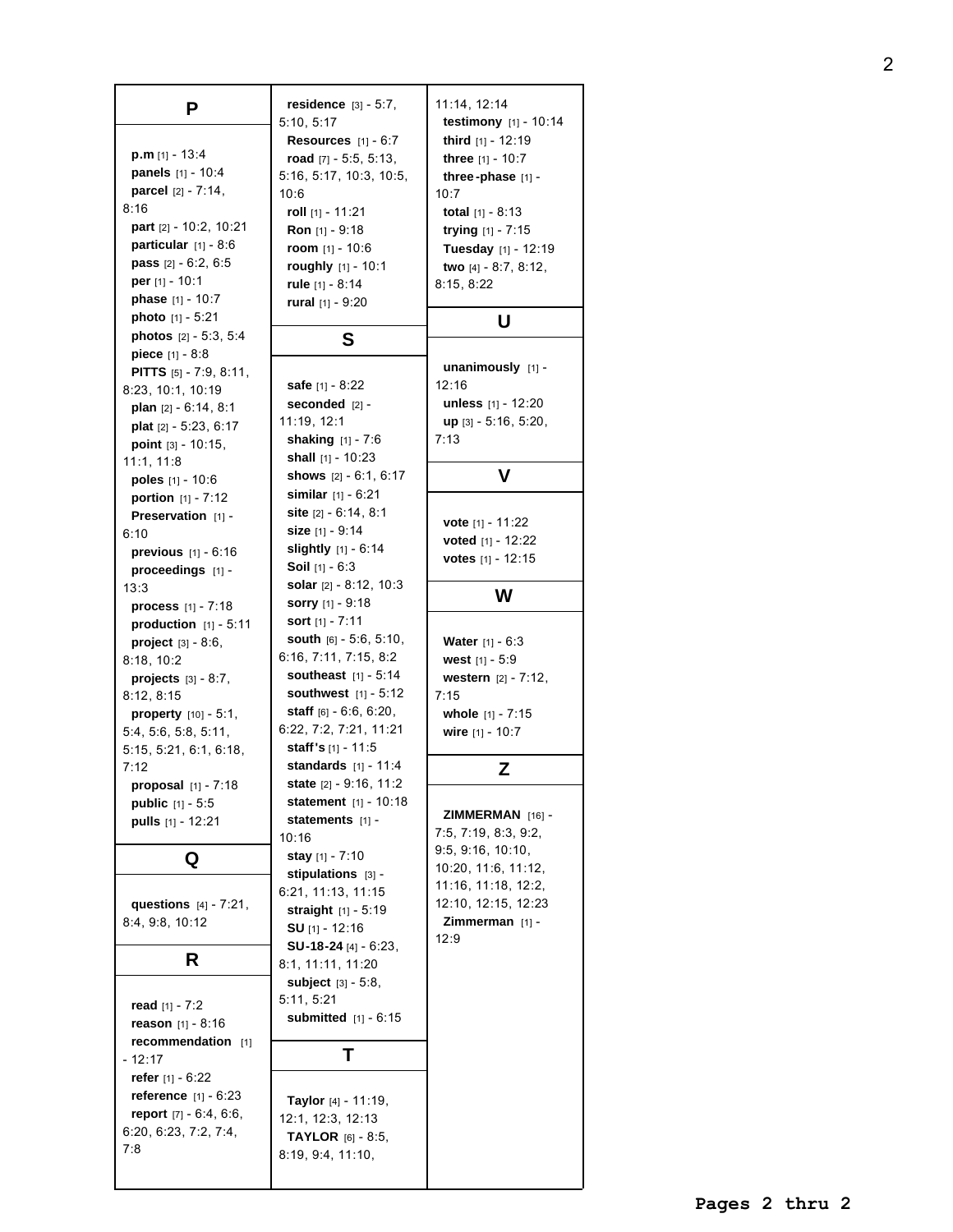## P

**p.m** [1] - 13:4
**panels** [1] - 10:4
**parcel** [2] - 7:14, 8:16
**part** [2] - 10:2, 10:21
**particular** [1] - 8:6
**pass** [2] - 6:2, 6:5
**per** [1] - 10:1
**phase** [1] - 10:7
**photo** [1] - 5:21
**photos** [2] - 5:3, 5:4
**piece** [1] - 8:8
**PITTS** [5] - 7:9, 8:11, 8:23, 10:1, 10:19
**plan** [2] - 6:14, 8:1
**plat** [2] - 5:23, 6:17
**point** [3] - 10:15, 11:1, 11:8
**poles** [1] - 10:6
**portion** [1] - 7:12
**Preservation** [1] - 6:10
**previous** [1] - 6:16
**proceedings** [1] - 13:3
**process** [1] - 7:18
**production** [1] - 5:11
**project** [3] - 8:6, 8:18, 10:2
**projects** [3] - 8:7, 8:12, 8:15
**property** [10] - 5:1, 5:4, 5:6, 5:8, 5:11, 5:15, 5:21, 6:1, 6:18, 7:12
**proposal** [1] - 7:18
**public** [1] - 5:5
**pulls** [1] - 12:21

## Q

**questions** [4] - 7:21, 8:4, 9:8, 10:12

## R

**read** [1] - 7:2
**reason** [1] - 8:16
**recommendation** [1] - 12:17
**refer** [1] - 6:22
**reference** [1] - 6:23
**report** [7] - 6:4, 6:6, 6:20, 6:23, 7:2, 7:4, 7:8
**residence** [3] - 5:7, 5:10, 5:17
**Resources** [1] - 6:7
**road** [7] - 5:5, 5:13, 5:16, 5:17, 10:3, 10:5, 10:6
**roll** [1] - 11:21
**Ron** [1] - 9:18
**room** [1] - 10:6
**roughly** [1] - 10:1
**rule** [1] - 8:14
**rural** [1] - 9:20

## S

**safe** [1] - 8:22
**seconded** [2] - 11:19, 12:1
**shaking** [1] - 7:6
**shall** [1] - 10:23
**shows** [2] - 6:1, 6:17
**similar** [1] - 6:21
**site** [2] - 6:14, 8:1
**size** [1] - 9:14
**slightly** [1] - 6:14
**Soil** [1] - 6:3
**solar** [2] - 8:12, 10:3
**sorry** [1] - 9:18
**sort** [1] - 7:11
**south** [6] - 5:6, 5:10, 6:16, 7:11, 7:15, 8:2
**southeast** [1] - 5:14
**southwest** [1] - 5:12
**staff** [6] - 6:6, 6:20, 6:22, 7:2, 7:21, 11:21
**staff's** [1] - 11:5
**standards** [1] - 11:4
**state** [2] - 9:16, 11:2
**statement** [1] - 10:18
**statements** [1] - 10:16
**stay** [1] - 7:10
**stipulations** [3] - 6:21, 11:13, 11:15
**straight** [1] - 5:19
**SU** [1] - 12:16
**SU-18-24** [4] - 6:23, 8:1, 11:11, 11:20
**subject** [3] - 5:8, 5:11, 5:21
**submitted** [1] - 6:15

## T

**Taylor** [4] - 11:19, 12:1, 12:3, 12:13
**TAYLOR** [6] - 8:5, 8:19, 9:4, 11:10, 11:14, 12:14
**testimony** [1] - 10:14
**third** [1] - 12:19
**three** [1] - 10:7
**three-phase** [1] - 10:7
**total** [1] - 8:13
**trying** [1] - 7:15
**Tuesday** [1] - 12:19
**two** [4] - 8:7, 8:12, 8:15, 8:22

## U

**unanimously** [1] - 12:16
**unless** [1] - 12:20
**up** [3] - 5:16, 5:20, 7:13

## V

**vote** [1] - 11:22
**voted** [1] - 12:22
**votes** [1] - 12:15

## W

**Water** [1] - 6:3
**west** [1] - 5:9
**western** [2] - 7:12, 7:15
**whole** [1] - 7:15
**wire** [1] - 10:7

## Z

**ZIMMERMAN** [16] - 7:5, 7:19, 8:3, 9:2, 9:5, 9:16, 10:10, 10:20, 11:6, 11:12, 11:16, 11:18, 12:2, 12:10, 12:15, 12:23
**Zimmerman** [1] - 12:9